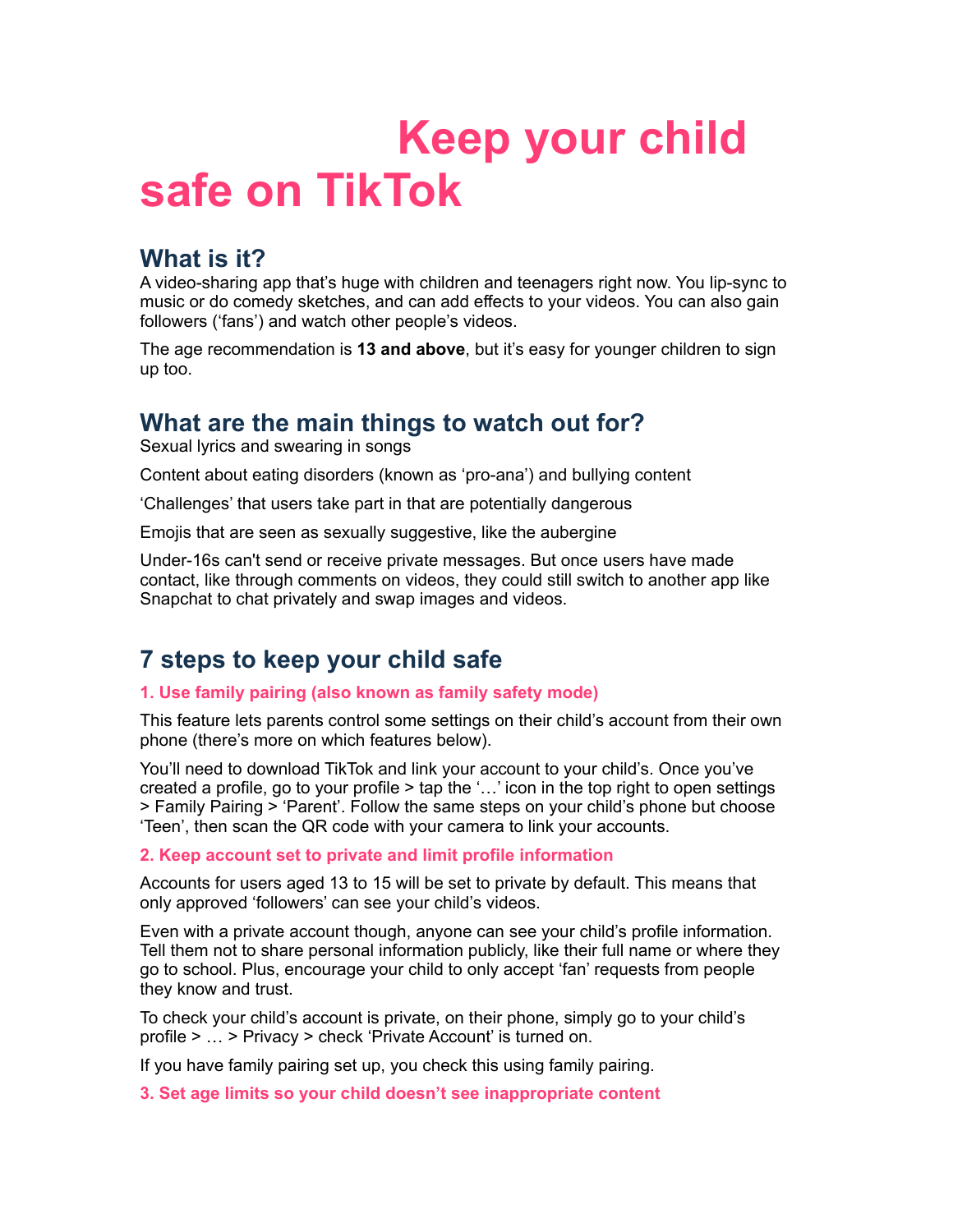# Keep your child safe on TikTok

## What is it?

A video-sharing app that's huge with children and teenagers right now. You lip-sync to music or do comedy sketches, and can add effects to your videos. You can also gain followers ('fans') and watch other people's videos.

The age recommendation is **13 and above**, but it's easy for younger children to sign up too.

## What are the main things to watch out for?

Sexual lyrics and swearing in songs

Content about eating disorders (known as 'pro-ana') and bullying content

'Challenges' that users take part in that are potentially dangerous

Emojis that are seen as sexually suggestive, like the aubergine

Under-16s can't send or receive private messages. But once users have made contact, like through comments on videos, they could still switch to another app like Snapchat to chat privately and swap images and videos.

## 7 steps to keep your child safe

### 1. Use family pairing (also known as family safety mode)

This feature lets parents control some settings on their child's account from their own phone (there's more on which features below).

You'll need to download TikTok and link your account to your child's. Once you've created a profile, go to your profile > tap the '…' icon in the top right to open settings > Family Pairing > 'Parent'. Follow the same steps on your child's phone but choose 'Teen', then scan the QR code with your camera to link your accounts.

### 2. Keep account set to private and limit profile information

Accounts for users aged 13 to 15 will be set to private by default. This means that only approved 'followers' can see your child's videos.

Even with a private account though, anyone can see your child's profile information. Tell them not to share personal information publicly, like their full name or where they go to school. Plus, encourage your child to only accept 'fan' requests from people they know and trust.

To check your child's account is private, on their phone, simply go to your child's profile > … > Privacy > check 'Private Account' is turned on.

If you have family pairing set up, you check this using family pairing.

### 3. Set age limits so your child doesn't see inappropriate content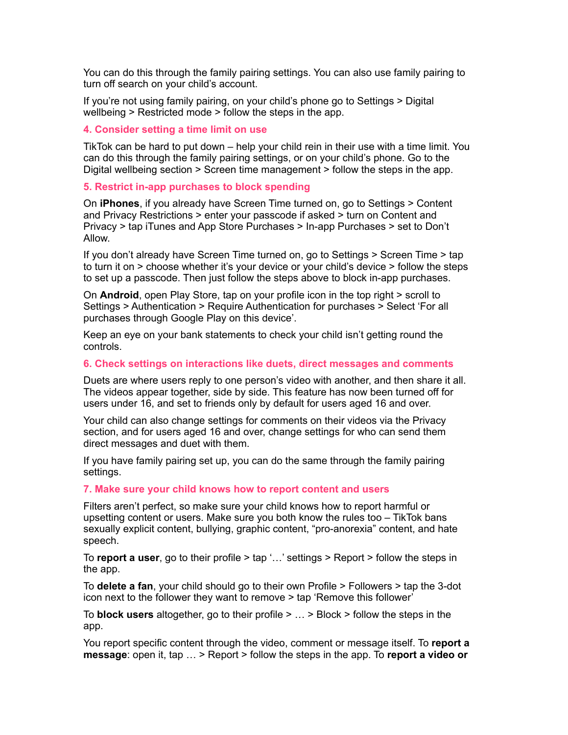You can do this through the family pairing settings. You can also use family pairing to turn off search on your child's account.

If you're not using family pairing, on your child's phone go to Settings > Digital wellbeing > Restricted mode > follow the steps in the app.

### 4. Consider setting a time limit on use

TikTok can be hard to put down – help your child rein in their use with a time limit. You can do this through the family pairing settings, or on your child's phone. Go to the Digital wellbeing section > Screen time management > follow the steps in the app.

### 5. Restrict in-app purchases to block spending

On **iPhones**, if you already have Screen Time turned on, go to Settings > Content and Privacy Restrictions > enter your passcode if asked > turn on Content and Privacy > tap iTunes and App Store Purchases > In-app Purchases > set to Don't Allow.

If you don't already have Screen Time turned on, go to Settings > Screen Time > tap to turn it on > choose whether it's your device or your child's device > follow the steps to set up a passcode. Then just follow the steps above to block in-app purchases.

On **Android**, open Play Store, tap on your profile icon in the top right > scroll to Settings > Authentication > Require Authentication for purchases > Select 'For all purchases through Google Play on this device'.

Keep an eye on your bank statements to check your child isn't getting round the controls.

### 6. Check settings on interactions like duets, direct messages and comments

Duets are where users reply to one person's video with another, and then share it all. The videos appear together, side by side. This feature has now been turned off for users under 16, and set to friends only by default for users aged 16 and over.

Your child can also change settings for comments on their videos via the Privacy section, and for users aged 16 and over, change settings for who can send them direct messages and duet with them.

If you have family pairing set up, you can do the same through the family pairing settings.

### 7. Make sure your child knows how to report content and users

Filters aren't perfect, so make sure your child knows how to report harmful or upsetting content or users. Make sure you both know the rules too – TikTok bans sexually explicit content, bullying, graphic content, "pro-anorexia" content, and hate speech.

To **report a user**, go to their profile > tap '…' settings > Report > follow the steps in the app.

To **delete a fan**, your child should go to their own Profile > Followers > tap the 3-dot icon next to the follower they want to remove > tap 'Remove this follower'

To **block users** altogether, go to their profile > … > Block > follow the steps in the app.

You report specific content through the video, comment or message itself. To **report a message**: open it, tap … > Report > follow the steps in the app. To **report a video or**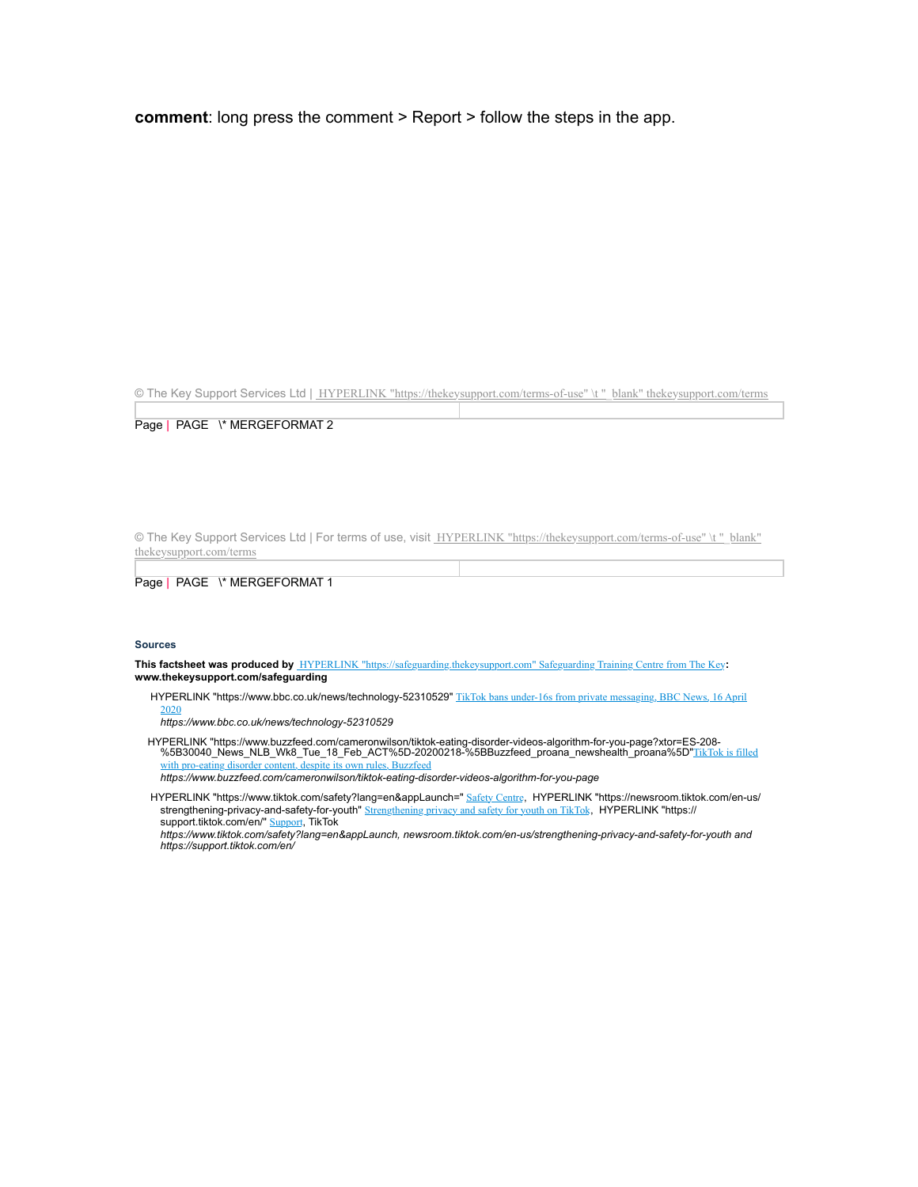**comment**: long press the comment > Report > follow the steps in the app.

### Sources

**This factsheet was produced by [Safeguarding Training Centre from The Key](https://safeguarding.thekeysupport.com): www.thekeysupport.com/safeguarding**

- [TikTok bans under-16s from private messaging, BBC News, 16 April 2020](https://www.bbc.co.uk/news/technology-52310529)
  *https://www.bbc.co.uk/news/technology-52310529*
- [TikTok is filled with pro-eating disorder content, despite its own rules, Buzzfeed](https://www.buzzfeed.com/cameronwilson/tiktok-eating-disorder-videos-algorithm-for-you-page?xtor=ES-208-%5B30040_News_NLB_Wk8_Tue_18_Feb_ACT%5D-20200218-%5BBuzzfeed_proana_newshealth_proana%5D)
  *https://www.buzzfeed.com/cameronwilson/tiktok-eating-disorder-videos-algorithm-for-you-page*
- [Safety Centre](https://www.tiktok.com/safety?lang=en&appLaunch=), [Strengthening privacy and safety for youth on TikTok](https://newsroom.tiktok.com/en-us/strengthening-privacy-and-safety-for-youth), [Support](https://support.tiktok.com/en/), TikTok
  *https://www.tiktok.com/safety?lang=en&appLaunch, newsroom.tiktok.com/en-us/strengthening-privacy-and-safety-for-youth and https://support.tiktok.com/en/*